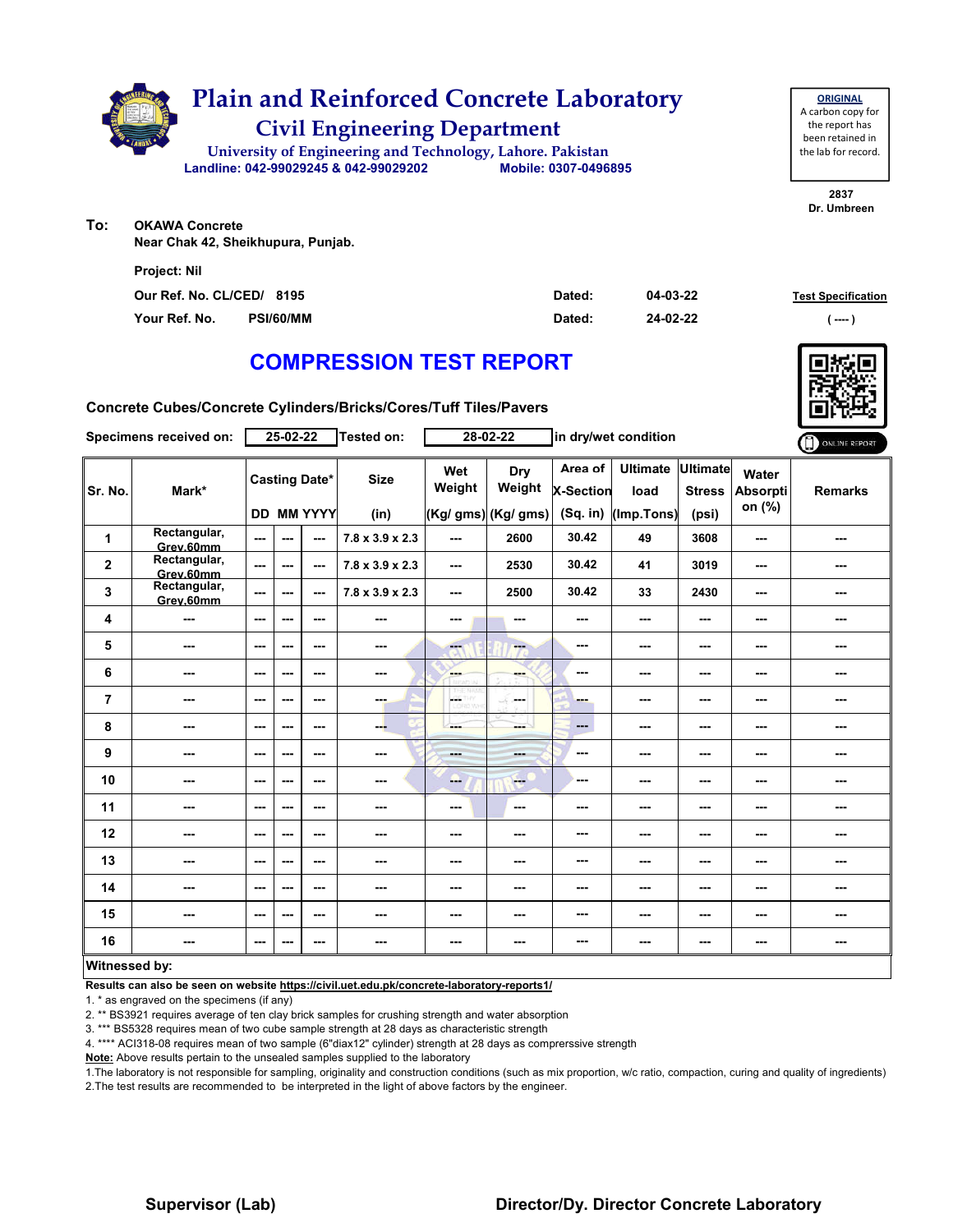# Plain and Reinforced Concrete Laboratory

## Civil Engineering Department

University of Engineering and Technology, Lahore. Pakistan

Landline: 042-99029245 & 042-99029202 Mobile: 0307-0496895

**ORIGINAL**
A carbon copy for the report has been retained in the lab for record.

2837
Dr. Umbreen

**To:** OKAWA Concrete
Near Chak 42, Sheikhupura, Punjab.

Project: Nil

| | | | | |
|---|---|---|---|---|
| Our Ref. No. CL/CED/ | 8195 | Dated: | 04-03-22 | Test Specification |
| Your Ref. No. | PSI/60/MM | Dated: | 24-02-22 | ( ---- ) |

## COMPRESSION TEST REPORT

**Concrete Cubes/Concrete Cylinders/Bricks/Cores/Tuff Tiles/Pavers**

Specimens received on: 25-02-22 Tested on: 28-02-22 in dry/wet condition

ONLINE REPORT

| Sr. No. | Mark* | Casting Date* | | | Size | Wet Weight | Dry Weight | Area of X-Section | Ultimate load | Ultimate Stress | Water Absorption (%) | Remarks |
|---|---|---|---|---|---|---|---|---|---|---|---|---|
| | | DD | MM | YYYY | (in) | (Kg/ gms) | (Kg/ gms) | (Sq. in) | (Imp.Tons) | (psi) | | |
| 1 | Rectangular, Grey,60mm | --- | --- | --- | 7.8 x 3.9 x 2.3 | --- | 2600 | 30.42 | 49 | 3608 | --- | --- |
| 2 | Rectangular, Grey,60mm | --- | --- | --- | 7.8 x 3.9 x 2.3 | --- | 2530 | 30.42 | 41 | 3019 | --- | --- |
| 3 | Rectangular, Grey,60mm | --- | --- | --- | 7.8 x 3.9 x 2.3 | --- | 2500 | 30.42 | 33 | 2430 | --- | --- |
| 4 | --- | --- | --- | --- | --- | --- | --- | --- | --- | --- | --- | --- |
| 5 | --- | --- | --- | --- | --- | --- | --- | --- | --- | --- | --- | --- |
| 6 | --- | --- | --- | --- | --- | --- | --- | --- | --- | --- | --- | --- |
| 7 | --- | --- | --- | --- | --- | --- | --- | --- | --- | --- | --- | --- |
| 8 | --- | --- | --- | --- | --- | --- | --- | --- | --- | --- | --- | --- |
| 9 | --- | --- | --- | --- | --- | --- | --- | --- | --- | --- | --- | --- |
| 10 | --- | --- | --- | --- | --- | --- | --- | --- | --- | --- | --- | --- |
| 11 | --- | --- | --- | --- | --- | --- | --- | --- | --- | --- | --- | --- |
| 12 | --- | --- | --- | --- | --- | --- | --- | --- | --- | --- | --- | --- |
| 13 | --- | --- | --- | --- | --- | --- | --- | --- | --- | --- | --- | --- |
| 14 | --- | --- | --- | --- | --- | --- | --- | --- | --- | --- | --- | --- |
| 15 | --- | --- | --- | --- | --- | --- | --- | --- | --- | --- | --- | --- |
| 16 | --- | --- | --- | --- | --- | --- | --- | --- | --- | --- | --- | --- |

**Witnessed by:**

**Results can also be seen on website https://civil.uet.edu.pk/concrete-laboratory-reports1/**

1. * as engraved on the specimens (if any)
2. ** BS3921 requires average of ten clay brick samples for crushing strength and water absorption
3. *** BS5328 requires mean of two cube sample strength at 28 days as characteristic strength
4. **** ACI318-08 requires mean of two sample (6"diax12" cylinder) strength at 28 days as comprerssive strength

**Note:** Above results pertain to the unsealed samples supplied to the laboratory

1.The laboratory is not responsible for sampling, originality and construction conditions (such as mix proportion, w/c ratio, compaction, curing and quality of ingredients)
2.The test results are recommended to be interpreted in the light of above factors by the engineer.

**Supervisor (Lab)** **Director/Dy. Director Concrete Laboratory**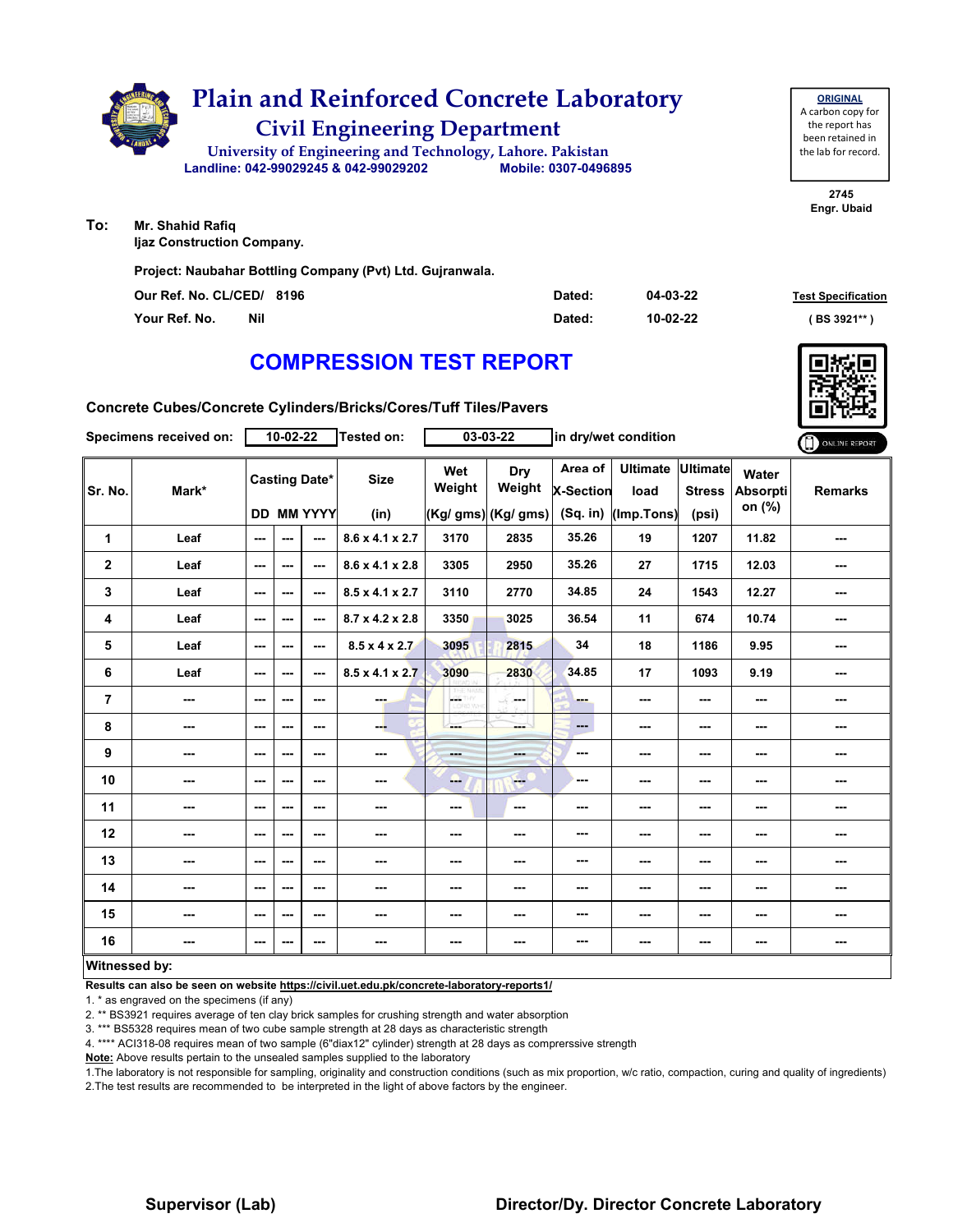# Plain and Reinforced Concrete Laboratory

## Civil Engineering Department

University of Engineering and Technology, Lahore. Pakistan

Landline: 042-99029245 & 042-99029202 Mobile: 0307-0496895

**ORIGINAL**
A carbon copy for the report has been retained in the lab for record.

2745
Engr. Ubaid

**To:** Mr. Shahid Rafiq
Ijaz Construction Company.

Project: Naubahar Bottling Company (Pvt) Ltd. Gujranwala.

Our Ref. No. CL/CED/ 8196 Dated: 04-03-22

Your Ref. No. Nil Dated: 10-02-22

Test Specification ( BS 3921** )

## COMPRESSION TEST REPORT

Concrete Cubes/Concrete Cylinders/Bricks/Cores/Tuff Tiles/Pavers

Specimens received on: 10-02-22 Tested on: 03-03-22 in dry/wet condition

| Sr. No. | Mark* | Casting Date* | | | Size | Wet Weight | Dry Weight | Area of X-Section | Ultimate load | Ultimate Stress | Water Absorption (%) | Remarks |
|---|---|---|---|---|---|---|---|---|---|---|---|---|
| | | DD | MM | YYYY | (in) | (Kg/ gms) | (Kg/ gms) | (Sq. in) | (Imp.Tons) | (psi) | | |
| 1 | Leaf | --- | --- | --- | 8.6 x 4.1 x 2.7 | 3170 | 2835 | 35.26 | 19 | 1207 | 11.82 | --- |
| 2 | Leaf | --- | --- | --- | 8.6 x 4.1 x 2.8 | 3305 | 2950 | 35.26 | 27 | 1715 | 12.03 | --- |
| 3 | Leaf | --- | --- | --- | 8.5 x 4.1 x 2.7 | 3110 | 2770 | 34.85 | 24 | 1543 | 12.27 | --- |
| 4 | Leaf | --- | --- | --- | 8.7 x 4.2 x 2.8 | 3350 | 3025 | 36.54 | 11 | 674 | 10.74 | --- |
| 5 | Leaf | --- | --- | --- | 8.5 x 4 x 2.7 | 3095 | 2815 | 34 | 18 | 1186 | 9.95 | --- |
| 6 | Leaf | --- | --- | --- | 8.5 x 4.1 x 2.7 | 3090 | 2830 | 34.85 | 17 | 1093 | 9.19 | --- |
| 7 | --- | --- | --- | --- | --- | --- | --- | --- | --- | --- | --- | --- |
| 8 | --- | --- | --- | --- | --- | --- | --- | --- | --- | --- | --- | --- |
| 9 | --- | --- | --- | --- | --- | --- | --- | --- | --- | --- | --- | --- |
| 10 | --- | --- | --- | --- | --- | --- | --- | --- | --- | --- | --- | --- |
| 11 | --- | --- | --- | --- | --- | --- | --- | --- | --- | --- | --- | --- |
| 12 | --- | --- | --- | --- | --- | --- | --- | --- | --- | --- | --- | --- |
| 13 | --- | --- | --- | --- | --- | --- | --- | --- | --- | --- | --- | --- |
| 14 | --- | --- | --- | --- | --- | --- | --- | --- | --- | --- | --- | --- |
| 15 | --- | --- | --- | --- | --- | --- | --- | --- | --- | --- | --- | --- |
| 16 | --- | --- | --- | --- | --- | --- | --- | --- | --- | --- | --- | --- |

**Witnessed by:**

**Results can also be seen on website https://civil.uet.edu.pk/concrete-laboratory-reports1/**

1. * as engraved on the specimens (if any)
2. ** BS3921 requires average of ten clay brick samples for crushing strength and water absorption
3. *** BS5328 requires mean of two cube sample strength at 28 days as characteristic strength
4. **** ACI318-08 requires mean of two sample (6"diax12" cylinder) strength at 28 days as comprerssive strength

**Note:** Above results pertain to the unsealed samples supplied to the laboratory

1.The laboratory is not responsible for sampling, originality and construction conditions (such as mix proportion, w/c ratio, compaction, curing and quality of ingredients)
2.The test results are recommended to be interpreted in the light of above factors by the engineer.

**Supervisor (Lab)** **Director/Dy. Director Concrete Laboratory**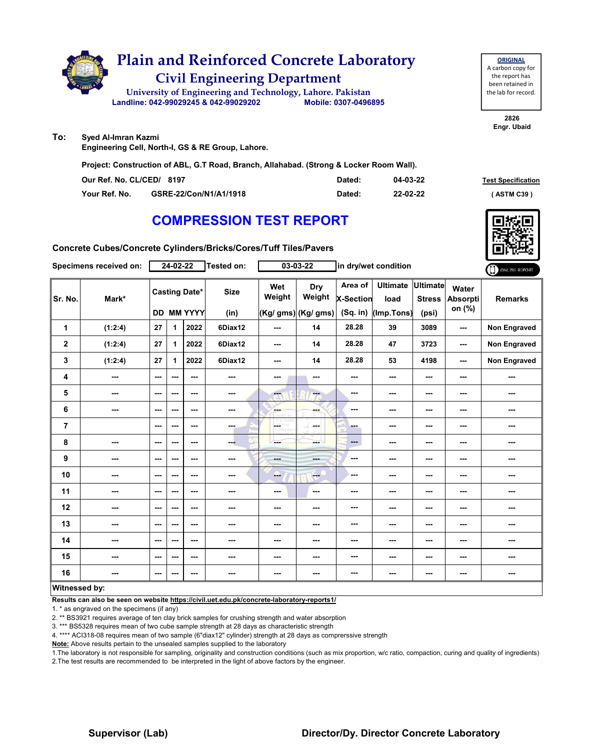# Plain and Reinforced Concrete Laboratory

## Civil Engineering Department

University of Engineering and Technology, Lahore. Pakistan

Landline: 042-99029245 & 042-99029202 Mobile: 0307-0496895

**ORIGINAL**
A carbon copy for the report has been retained in the lab for record.

**2826**
**Engr. Ubaid**

**To:** **Syed Al-Imran Kazmi**
**Engineering Cell, North-I, GS & RE Group, Lahore.**

**Project: Construction of ABL, G.T Road, Branch, Allahabad. (Strong & Locker Room Wall).**

| | | | |
|---|---|---|---|
| **Our Ref. No. CL/CED/ 8197** | **Dated:** | **04-03-22** | **Test Specification** |
| **Your Ref. No. GSRE-22/Con/N1/A1/1918** | **Dated:** | **22-02-22** | **( ASTM C39 )** |

## COMPRESSION TEST REPORT

**Concrete Cubes/Concrete Cylinders/Bricks/Cores/Tuff Tiles/Pavers**

**Specimens received on:** 24-02-22 **Tested on:** 03-03-22 **in dry/wet condition**

| Sr. No. | Mark* | Casting Date* DD | MM | YYYY | Size (in) | Wet Weight (Kg/ gms) | Dry Weight (Kg/ gms) | Area of X-Section (Sq. in) | Ultimate load (Imp.Tons) | Ultimate Stress (psi) | Water Absorption (%) | Remarks |
|---|---|---|---|---|---|---|---|---|---|---|---|---|
| 1 | (1:2:4) | 27 | 1 | 2022 | 6Diax12 | --- | 14 | 28.28 | 39 | 3089 | --- | Non Engraved |
| 2 | (1:2:4) | 27 | 1 | 2022 | 6Diax12 | --- | 14 | 28.28 | 47 | 3723 | --- | Non Engraved |
| 3 | (1:2:4) | 27 | 1 | 2022 | 6Diax12 | --- | 14 | 28.28 | 53 | 4198 | --- | Non Engraved |
| 4 | --- | --- | --- | --- | --- | --- | --- | --- | --- | --- | --- | --- |
| 5 | --- | --- | --- | --- | --- | --- | --- | --- | --- | --- | --- | --- |
| 6 | --- | --- | --- | --- | --- | --- | --- | --- | --- | --- | --- | --- |
| 7 | | --- | --- | --- | --- | --- | --- | --- | --- | --- | --- | --- |
| 8 | --- | --- | --- | --- | --- | --- | --- | --- | --- | --- | --- | --- |
| 9 | --- | --- | --- | --- | --- | --- | --- | --- | --- | --- | --- | --- |
| 10 | --- | --- | --- | --- | --- | --- | --- | --- | --- | --- | --- | --- |
| 11 | --- | --- | --- | --- | --- | --- | --- | --- | --- | --- | --- | --- |
| 12 | --- | --- | --- | --- | --- | --- | --- | --- | --- | --- | --- | --- |
| 13 | --- | --- | --- | --- | --- | --- | --- | --- | --- | --- | --- | --- |
| 14 | --- | --- | --- | --- | --- | --- | --- | --- | --- | --- | --- | --- |
| 15 | --- | --- | --- | --- | --- | --- | --- | --- | --- | --- | --- | --- |
| 16 | --- | --- | --- | --- | --- | --- | --- | --- | --- | --- | --- | --- |

**Witnessed by:**

**Results can also be seen on website https://civil.uet.edu.pk/concrete-laboratory-reports1/**

1. * as engraved on the specimens (if any)
2. ** BS3921 requires average of ten clay brick samples for crushing strength and water absorption
3. *** BS5328 requires mean of two cube sample strength at 28 days as characteristic strength
4. **** ACI318-08 requires mean of two sample (6"diax12" cylinder) strength at 28 days as comprerssive strength

**Note:** Above results pertain to the unsealed samples supplied to the laboratory

1. The laboratory is not responsible for sampling, originality and construction conditions (such as mix proportion, w/c ratio, compaction, curing and quality of ingredients)
2. The test results are recommended to be interpreted in the light of above factors by the engineer.

**Supervisor (Lab)** **Director/Dy. Director Concrete Laboratory**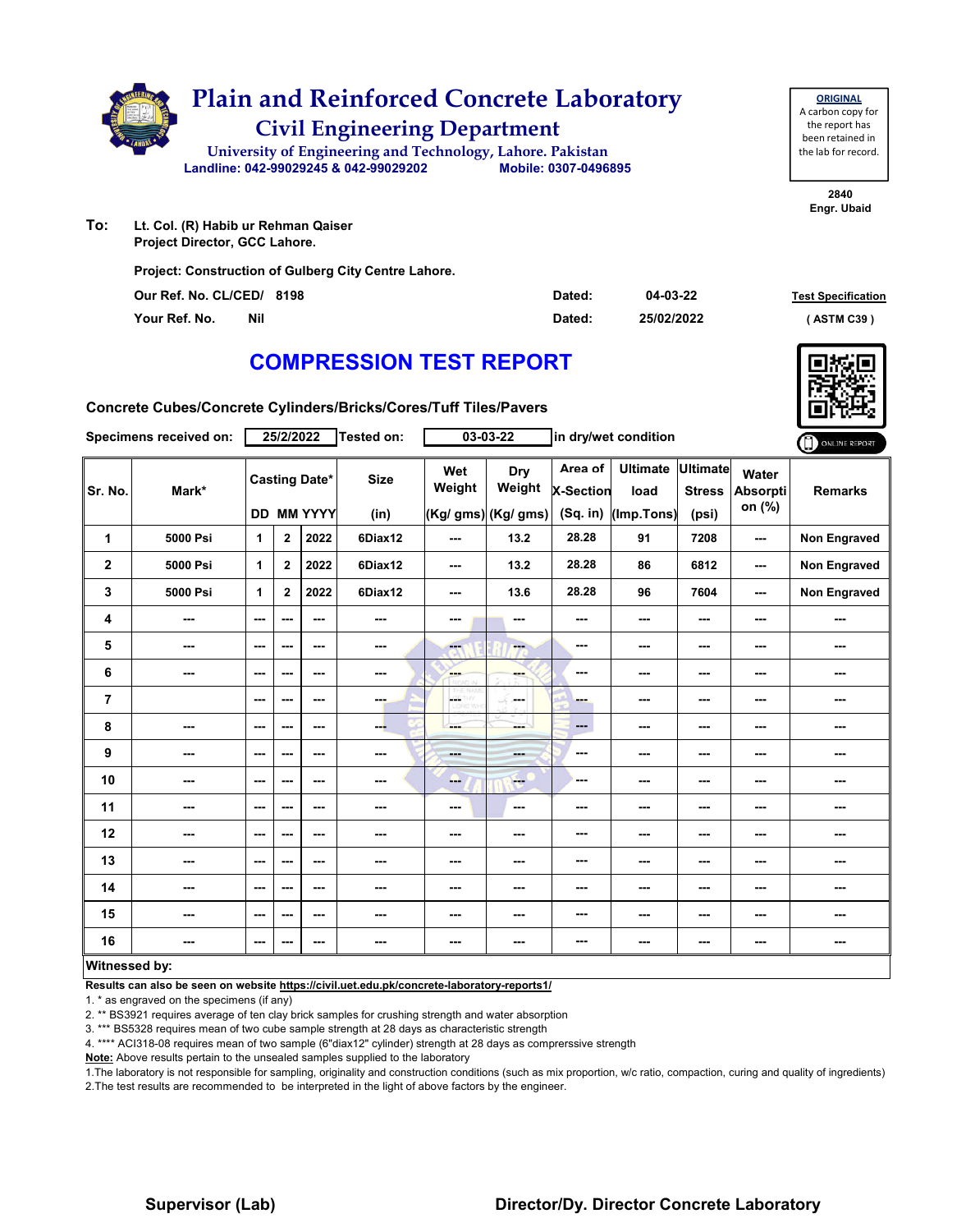# Plain and Reinforced Concrete Laboratory

## Civil Engineering Department

University of Engineering and Technology, Lahore. Pakistan

Landline: 042-99029245 & 042-99029202 Mobile: 0307-0496895

**ORIGINAL**
A carbon copy for the report has been retained in the lab for record.

2840
Engr. Ubaid

**To:** Lt. Col. (R) Habib ur Rehman Qaiser
Project Director, GCC Lahore.

Project: Construction of Gulberg City Centre Lahore.

Our Ref. No. CL/CED/ 8198 Dated: 04-03-22

Your Ref. No. Nil Dated: 25/02/2022

Test Specification ( ASTM C39 )

## COMPRESSION TEST REPORT

Concrete Cubes/Concrete Cylinders/Bricks/Cores/Tuff Tiles/Pavers

Specimens received on: 25/2/2022 Tested on: 03-03-22 in dry/wet condition

| Sr. No. | Mark* | Casting Date* DD | MM | YYYY | Size (in) | Wet Weight (Kg/ gms) | Dry Weight (Kg/ gms) | Area of X-Section (Sq. in) | Ultimate load (Imp.Tons) | Ultimate Stress (psi) | Water Absorption (%) | Remarks |
|---|---|---|---|---|---|---|---|---|---|---|---|---|
| 1 | 5000 Psi | 1 | 2 | 2022 | 6Diax12 | --- | 13.2 | 28.28 | 91 | 7208 | --- | Non Engraved |
| 2 | 5000 Psi | 1 | 2 | 2022 | 6Diax12 | --- | 13.2 | 28.28 | 86 | 6812 | --- | Non Engraved |
| 3 | 5000 Psi | 1 | 2 | 2022 | 6Diax12 | --- | 13.6 | 28.28 | 96 | 7604 | --- | Non Engraved |
| 4 | --- | --- | --- | --- | --- | --- | --- | --- | --- | --- | --- | --- |
| 5 | --- | --- | --- | --- | --- | --- | --- | --- | --- | --- | --- | --- |
| 6 | --- | --- | --- | --- | --- | --- | --- | --- | --- | --- | --- | --- |
| 7 | | --- | --- | --- | --- | --- | --- | --- | --- | --- | --- | --- |
| 8 | --- | --- | --- | --- | --- | --- | --- | --- | --- | --- | --- | --- |
| 9 | --- | --- | --- | --- | --- | --- | --- | --- | --- | --- | --- | --- |
| 10 | --- | --- | --- | --- | --- | --- | --- | --- | --- | --- | --- | --- |
| 11 | --- | --- | --- | --- | --- | --- | --- | --- | --- | --- | --- | --- |
| 12 | --- | --- | --- | --- | --- | --- | --- | --- | --- | --- | --- | --- |
| 13 | --- | --- | --- | --- | --- | --- | --- | --- | --- | --- | --- | --- |
| 14 | --- | --- | --- | --- | --- | --- | --- | --- | --- | --- | --- | --- |
| 15 | --- | --- | --- | --- | --- | --- | --- | --- | --- | --- | --- | --- |
| 16 | --- | --- | --- | --- | --- | --- | --- | --- | --- | --- | --- | --- |

**Witnessed by:**

**Results can also be seen on website https://civil.uet.edu.pk/concrete-laboratory-reports1/**

1. * as engraved on the specimens (if any)
2. ** BS3921 requires average of ten clay brick samples for crushing strength and water absorption
3. *** BS5328 requires mean of two cube sample strength at 28 days as characteristic strength
4. **** ACI318-08 requires mean of two sample (6"diax12" cylinder) strength at 28 days as comprerssive strength

**Note:** Above results pertain to the unsealed samples supplied to the laboratory

1.The laboratory is not responsible for sampling, originality and construction conditions (such as mix proportion, w/c ratio, compaction, curing and quality of ingredients)
2.The test results are recommended to be interpreted in the light of above factors by the engineer.

**Supervisor (Lab)** **Director/Dy. Director Concrete Laboratory**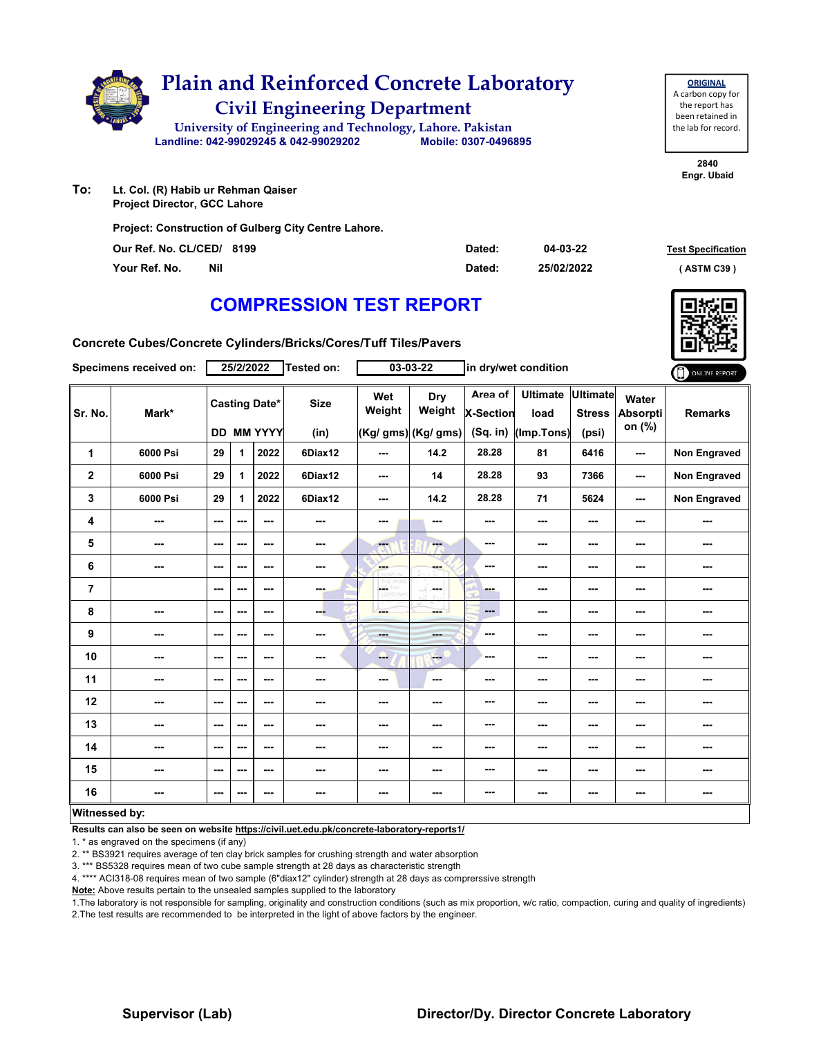# Plain and Reinforced Concrete Laboratory

## Civil Engineering Department

University of Engineering and Technology, Lahore. Pakistan

Landline: 042-99029245 & 042-99029202 Mobile: 0307-0496895

**ORIGINAL**
A carbon copy for the report has been retained in the lab for record.

2840
Engr. Ubaid

**To:** Lt. Col. (R) Habib ur Rehman Qaiser
Project Director, GCC Lahore

**Project: Construction of Gulberg City Centre Lahore.**

**Our Ref. No. CL/CED/ 8199** Dated: 04-03-22

**Your Ref. No. Nil** Dated: 25/02/2022

**Test Specification** ( ASTM C39 )

# COMPRESSION TEST REPORT

**Concrete Cubes/Concrete Cylinders/Bricks/Cores/Tuff Tiles/Pavers**

**Specimens received on:** 25/2/2022 **Tested on:** 03-03-22 in dry/wet condition

| Sr. No. | Mark* | Casting Date* | | | Size | Wet Weight | Dry Weight | Area of X-Section | Ultimate load | Ultimate Stress | Water Absorption (%) | Remarks |
|---|---|---|---|---|---|---|---|---|---|---|---|---|
| | | DD | MM | YYYY | (in) | (Kg/ gms) | (Kg/ gms) | (Sq. in) | (Imp.Tons) | (psi) | | |
| 1 | 6000 Psi | 29 | 1 | 2022 | 6Diax12 | --- | 14.2 | 28.28 | 81 | 6416 | --- | Non Engraved |
| 2 | 6000 Psi | 29 | 1 | 2022 | 6Diax12 | --- | 14 | 28.28 | 93 | 7366 | --- | Non Engraved |
| 3 | 6000 Psi | 29 | 1 | 2022 | 6Diax12 | --- | 14.2 | 28.28 | 71 | 5624 | --- | Non Engraved |
| 4 | --- | --- | --- | --- | --- | --- | --- | --- | --- | --- | --- | --- |
| 5 | --- | --- | --- | --- | --- | --- | --- | --- | --- | --- | --- | --- |
| 6 | --- | --- | --- | --- | --- | --- | --- | --- | --- | --- | --- | --- |
| 7 | | --- | --- | --- | --- | --- | --- | --- | --- | --- | --- | --- |
| 8 | --- | --- | --- | --- | --- | --- | --- | --- | --- | --- | --- | --- |
| 9 | --- | --- | --- | --- | --- | --- | --- | --- | --- | --- | --- | --- |
| 10 | --- | --- | --- | --- | --- | --- | --- | --- | --- | --- | --- | --- |
| 11 | --- | --- | --- | --- | --- | --- | --- | --- | --- | --- | --- | --- |
| 12 | --- | --- | --- | --- | --- | --- | --- | --- | --- | --- | --- | --- |
| 13 | --- | --- | --- | --- | --- | --- | --- | --- | --- | --- | --- | --- |
| 14 | --- | --- | --- | --- | --- | --- | --- | --- | --- | --- | --- | --- |
| 15 | --- | --- | --- | --- | --- | --- | --- | --- | --- | --- | --- | --- |
| 16 | --- | --- | --- | --- | --- | --- | --- | --- | --- | --- | --- | --- |

**Witnessed by:**

**Results can also be seen on website https://civil.uet.edu.pk/concrete-laboratory-reports1/**

1. * as engraved on the specimens (if any)
2. ** BS3921 requires average of ten clay brick samples for crushing strength and water absorption
3. *** BS5328 requires mean of two cube sample strength at 28 days as characteristic strength
4. **** ACI318-08 requires mean of two sample (6"diax12" cylinder) strength at 28 days as comprerssive strength

**Note:** Above results pertain to the unsealed samples supplied to the laboratory

1.The laboratory is not responsible for sampling, originality and construction conditions (such as mix proportion, w/c ratio, compaction, curing and quality of ingredients)
2.The test results are recommended to be interpreted in the light of above factors by the engineer.

**Supervisor (Lab)** **Director/Dy. Director Concrete Laboratory**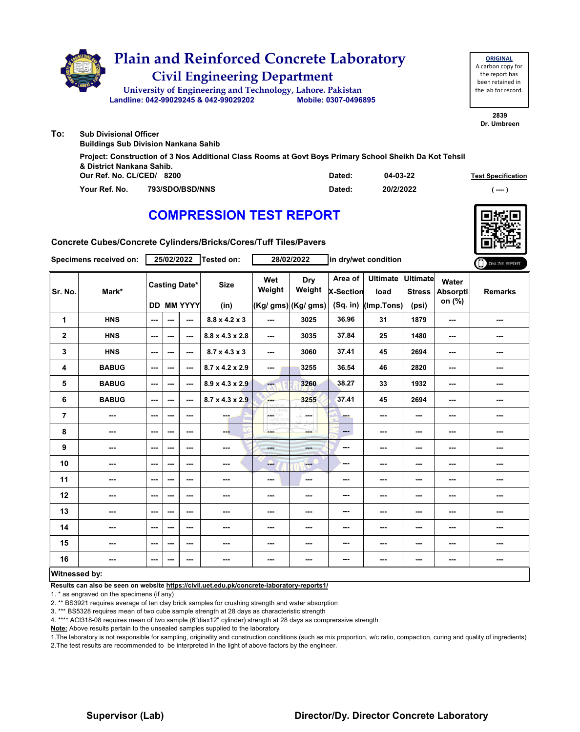# Plain and Reinforced Concrete Laboratory

## Civil Engineering Department

University of Engineering and Technology, Lahore. Pakistan

Landline: 042-99029245 & 042-99029202 Mobile: 0307-0496895

**ORIGINAL**
A carbon copy for the report has been retained in the lab for record.

2839
Dr. Umbreen

**To:** Sub Divisional Officer
Buildings Sub Division Nankana Sahib

Project: Construction of 3 Nos Additional Class Rooms at Govt Boys Primary School Sheikh Da Kot Tehsil & District Nankana Sahib.

Our Ref. No. CL/CED/ 8200 Dated: 04-03-22

Your Ref. No. 793/SDO/BSD/NNS Dated: 20/2/2022

Test Specification ( ---- )

## COMPRESSION TEST REPORT

Concrete Cubes/Concrete Cylinders/Bricks/Cores/Tuff Tiles/Pavers

Specimens received on: 25/02/2022 Tested on: 28/02/2022 in dry/wet condition

| Sr. No. | Mark* | Casting Date* | | | Size | Wet Weight | Dry Weight | Area of X-Section | Ultimate load | Ultimate Stress | Water Absorption (%) | Remarks |
|---|---|---|---|---|---|---|---|---|---|---|---|---|
| | | DD | MM | YYYY | (in) | (Kg/ gms) | (Kg/ gms) | (Sq. in) | (Imp.Tons) | (psi) | | |
| 1 | HNS | --- | --- | --- | 8.8 x 4.2 x 3 | --- | 3025 | 36.96 | 31 | 1879 | --- | --- |
| 2 | HNS | --- | --- | --- | 8.8 x 4.3 x 2.8 | --- | 3035 | 37.84 | 25 | 1480 | --- | --- |
| 3 | HNS | --- | --- | --- | 8.7 x 4.3 x 3 | --- | 3060 | 37.41 | 45 | 2694 | --- | --- |
| 4 | BABUG | --- | --- | --- | 8.7 x 4.2 x 2.9 | --- | 3255 | 36.54 | 46 | 2820 | --- | --- |
| 5 | BABUG | --- | --- | --- | 8.9 x 4.3 x 2.9 | --- | 3260 | 38.27 | 33 | 1932 | --- | --- |
| 6 | BABUG | --- | --- | --- | 8.7 x 4.3 x 2.9 | --- | 3255 | 37.41 | 45 | 2694 | --- | --- |
| 7 | --- | --- | --- | --- | --- | --- | --- | --- | --- | --- | --- | --- |
| 8 | --- | --- | --- | --- | --- | --- | --- | --- | --- | --- | --- | --- |
| 9 | --- | --- | --- | --- | --- | --- | --- | --- | --- | --- | --- | --- |
| 10 | --- | --- | --- | --- | --- | --- | --- | --- | --- | --- | --- | --- |
| 11 | --- | --- | --- | --- | --- | --- | --- | --- | --- | --- | --- | --- |
| 12 | --- | --- | --- | --- | --- | --- | --- | --- | --- | --- | --- | --- |
| 13 | --- | --- | --- | --- | --- | --- | --- | --- | --- | --- | --- | --- |
| 14 | --- | --- | --- | --- | --- | --- | --- | --- | --- | --- | --- | --- |
| 15 | --- | --- | --- | --- | --- | --- | --- | --- | --- | --- | --- | --- |
| 16 | --- | --- | --- | --- | --- | --- | --- | --- | --- | --- | --- | --- |

**Witnessed by:**

**Results can also be seen on website https://civil.uet.edu.pk/concrete-laboratory-reports1/**

1. * as engraved on the specimens (if any)
2. ** BS3921 requires average of ten clay brick samples for crushing strength and water absorption
3. *** BS5328 requires mean of two cube sample strength at 28 days as characteristic strength
4. **** ACI318-08 requires mean of two sample (6"diax12" cylinder) strength at 28 days as comprerssive strength

**Note:** Above results pertain to the unsealed samples supplied to the laboratory

1.The laboratory is not responsible for sampling, originality and construction conditions (such as mix proportion, w/c ratio, compaction, curing and quality of ingredients)
2.The test results are recommended to be interpreted in the light of above factors by the engineer.

**Supervisor (Lab)** **Director/Dy. Director Concrete Laboratory**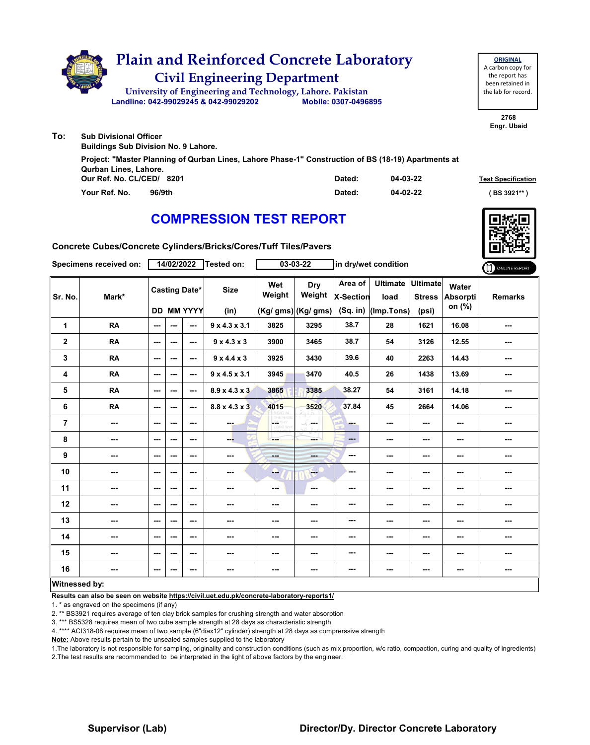# Plain and Reinforced Concrete Laboratory

## Civil Engineering Department

University of Engineering and Technology, Lahore. Pakistan

Landline: 042-99029245 & 042-99029202 Mobile: 0307-0496895

**ORIGINAL**
A carbon copy for the report has been retained in the lab for record.

2768
Engr. Ubaid

**To:** Sub Divisional Officer
Buildings Sub Division No. 9 Lahore.

Project: "Master Planning of Qurban Lines, Lahore Phase-1" Construction of BS (18-19) Apartments at Qurban Lines, Lahore.

Our Ref. No. CL/CED/ 8201 Dated: 04-03-22

Your Ref. No. 96/9th Dated: 04-02-22

Test Specification
( BS 3921** )

# COMPRESSION TEST REPORT

Concrete Cubes/Concrete Cylinders/Bricks/Cores/Tuff Tiles/Pavers

Specimens received on: 14/02/2022 Tested on: 03-03-22 in dry/wet condition

ONLINE REPORT

| Sr. No. | Mark* | Casting Date* | | | Size | Wet Weight | Dry Weight | Area of X-Section | Ultimate load | Ultimate Stress | Water Absorption (%) | Remarks |
|---|---|---|---|---|---|---|---|---|---|---|---|---|
| | | DD | MM | YYYY | (in) | (Kg/ gms) | (Kg/ gms) | (Sq. in) | (Imp.Tons) | (psi) | | |
| 1 | RA | --- | --- | --- | 9 x 4.3 x 3.1 | 3825 | 3295 | 38.7 | 28 | 1621 | 16.08 | --- |
| 2 | RA | --- | --- | --- | 9 x 4.3 x 3 | 3900 | 3465 | 38.7 | 54 | 3126 | 12.55 | --- |
| 3 | RA | --- | --- | --- | 9 x 4.4 x 3 | 3925 | 3430 | 39.6 | 40 | 2263 | 14.43 | --- |
| 4 | RA | --- | --- | --- | 9 x 4.5 x 3.1 | 3945 | 3470 | 40.5 | 26 | 1438 | 13.69 | --- |
| 5 | RA | --- | --- | --- | 8.9 x 4.3 x 3 | 3865 | 3385 | 38.27 | 54 | 3161 | 14.18 | --- |
| 6 | RA | --- | --- | --- | 8.8 x 4.3 x 3 | 4015 | 3520 | 37.84 | 45 | 2664 | 14.06 | --- |
| 7 | --- | --- | --- | --- | --- | --- | --- | --- | --- | --- | --- | --- |
| 8 | --- | --- | --- | --- | --- | --- | --- | --- | --- | --- | --- | --- |
| 9 | --- | --- | --- | --- | --- | --- | --- | --- | --- | --- | --- | --- |
| 10 | --- | --- | --- | --- | --- | --- | --- | --- | --- | --- | --- | --- |
| 11 | --- | --- | --- | --- | --- | --- | --- | --- | --- | --- | --- | --- |
| 12 | --- | --- | --- | --- | --- | --- | --- | --- | --- | --- | --- | --- |
| 13 | --- | --- | --- | --- | --- | --- | --- | --- | --- | --- | --- | --- |
| 14 | --- | --- | --- | --- | --- | --- | --- | --- | --- | --- | --- | --- |
| 15 | --- | --- | --- | --- | --- | --- | --- | --- | --- | --- | --- | --- |
| 16 | --- | --- | --- | --- | --- | --- | --- | --- | --- | --- | --- | --- |

**Witnessed by:**

**Results can also be seen on website https://civil.uet.edu.pk/concrete-laboratory-reports1/**

1. * as engraved on the specimens (if any)
2. ** BS3921 requires average of ten clay brick samples for crushing strength and water absorption
3. *** BS5328 requires mean of two cube sample strength at 28 days as characteristic strength
4. **** ACI318-08 requires mean of two sample (6"diax12" cylinder) strength at 28 days as comprerssive strength

**Note:** Above results pertain to the unsealed samples supplied to the laboratory

1.The laboratory is not responsible for sampling, originality and construction conditions (such as mix proportion, w/c ratio, compaction, curing and quality of ingredients)
2.The test results are recommended to be interpreted in the light of above factors by the engineer.

**Supervisor (Lab)** **Director/Dy. Director Concrete Laboratory**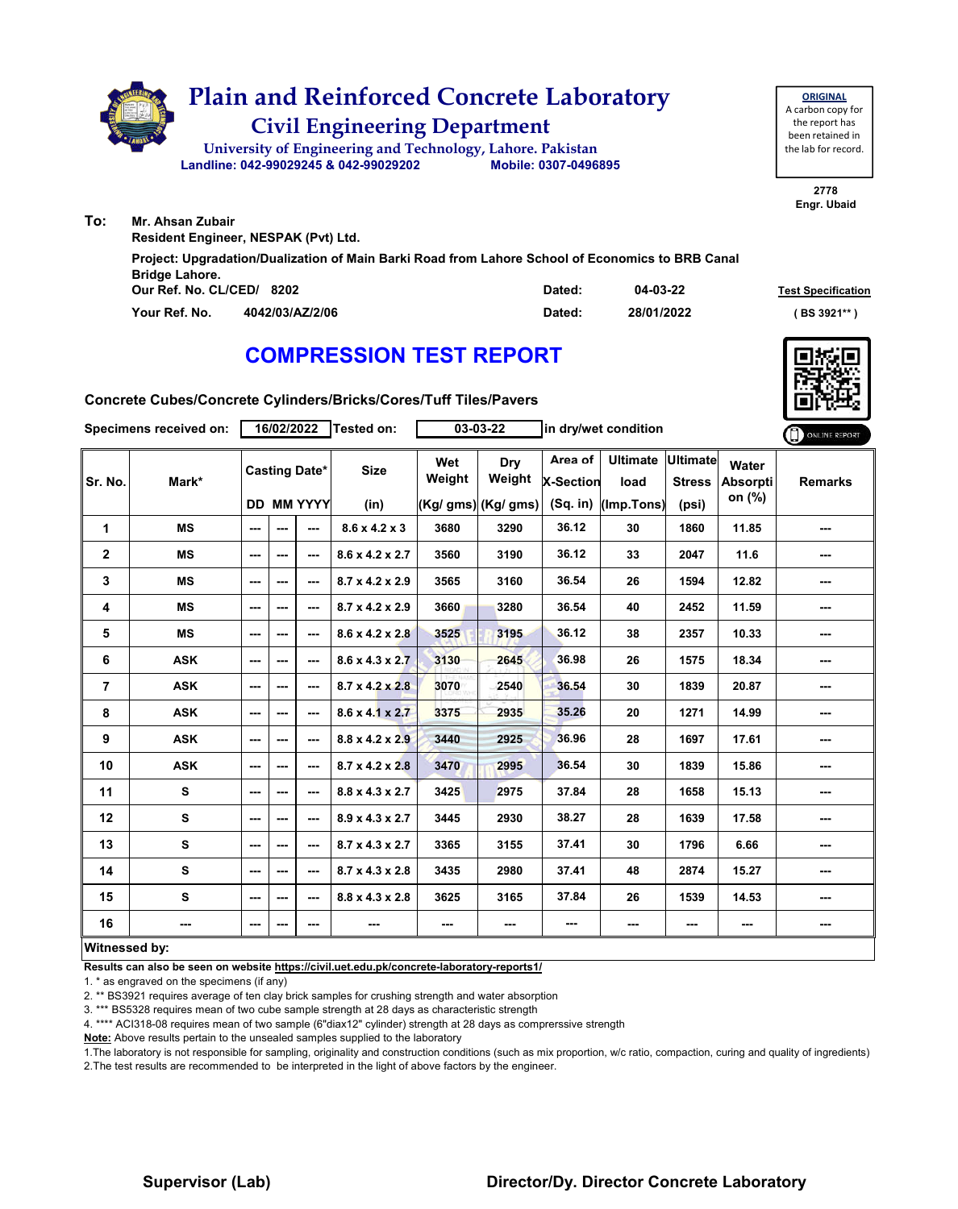# Plain and Reinforced Concrete Laboratory

## Civil Engineering Department

University of Engineering and Technology, Lahore. Pakistan

Landline: 042-99029245 & 042-99029202 Mobile: 0307-0496895

**ORIGINAL**
A carbon copy for the report has been retained in the lab for record.

2778
Engr. Ubaid

**To:** Mr. Ahsan Zubair
Resident Engineer, NESPAK (Pvt) Ltd.

Project: Upgradation/Dualization of Main Barki Road from Lahore School of Economics to BRB Canal Bridge Lahore.

Our Ref. No. CL/CED/ 8202 Dated: 04-03-22

Your Ref. No. 4042/03/AZ/2/06 Dated: 28/01/2022

Test Specification ( BS 3921** )

# COMPRESSION TEST REPORT

**Concrete Cubes/Concrete Cylinders/Bricks/Cores/Tuff Tiles/Pavers**

Specimens received on: 16/02/2022 Tested on: 03-03-22 in dry/wet condition

| Sr. No. | Mark* | Casting Date* | | | Size | Wet Weight | Dry Weight | Area of X-Section | Ultimate load | Ultimate Stress | Water Absorption (%) | Remarks |
|---|---|---|---|---|---|---|---|---|---|---|---|---|
| | | DD | MM | YYYY | (in) | (Kg/ gms) | (Kg/ gms) | (Sq. in) | (Imp.Tons) | (psi) | | |
| 1 | MS | --- | --- | --- | 8.6 x 4.2 x 3 | 3680 | 3290 | 36.12 | 30 | 1860 | 11.85 | --- |
| 2 | MS | --- | --- | --- | 8.6 x 4.2 x 2.7 | 3560 | 3190 | 36.12 | 33 | 2047 | 11.6 | --- |
| 3 | MS | --- | --- | --- | 8.7 x 4.2 x 2.9 | 3565 | 3160 | 36.54 | 26 | 1594 | 12.82 | --- |
| 4 | MS | --- | --- | --- | 8.7 x 4.2 x 2.9 | 3660 | 3280 | 36.54 | 40 | 2452 | 11.59 | --- |
| 5 | MS | --- | --- | --- | 8.6 x 4.2 x 2.8 | 3525 | 3195 | 36.12 | 38 | 2357 | 10.33 | --- |
| 6 | ASK | --- | --- | --- | 8.6 x 4.3 x 2.7 | 3130 | 2645 | 36.98 | 26 | 1575 | 18.34 | --- |
| 7 | ASK | --- | --- | --- | 8.7 x 4.2 x 2.8 | 3070 | 2540 | 36.54 | 30 | 1839 | 20.87 | --- |
| 8 | ASK | --- | --- | --- | 8.6 x 4.1 x 2.7 | 3375 | 2935 | 35.26 | 20 | 1271 | 14.99 | --- |
| 9 | ASK | --- | --- | --- | 8.8 x 4.2 x 2.9 | 3440 | 2925 | 36.96 | 28 | 1697 | 17.61 | --- |
| 10 | ASK | --- | --- | --- | 8.7 x 4.2 x 2.8 | 3470 | 2995 | 36.54 | 30 | 1839 | 15.86 | --- |
| 11 | S | --- | --- | --- | 8.8 x 4.3 x 2.7 | 3425 | 2975 | 37.84 | 28 | 1658 | 15.13 | --- |
| 12 | S | --- | --- | --- | 8.9 x 4.3 x 2.7 | 3445 | 2930 | 38.27 | 28 | 1639 | 17.58 | --- |
| 13 | S | --- | --- | --- | 8.7 x 4.3 x 2.7 | 3365 | 3155 | 37.41 | 30 | 1796 | 6.66 | --- |
| 14 | S | --- | --- | --- | 8.7 x 4.3 x 2.8 | 3435 | 2980 | 37.41 | 48 | 2874 | 15.27 | --- |
| 15 | S | --- | --- | --- | 8.8 x 4.3 x 2.8 | 3625 | 3165 | 37.84 | 26 | 1539 | 14.53 | --- |
| 16 | --- | --- | --- | --- | --- | --- | --- | --- | --- | --- | --- | --- |

**Witnessed by:**

**Results can also be seen on website https://civil.uet.edu.pk/concrete-laboratory-reports1/**

1. * as engraved on the specimens (if any)
2. ** BS3921 requires average of ten clay brick samples for crushing strength and water absorption
3. *** BS5328 requires mean of two cube sample strength at 28 days as characteristic strength
4. **** ACI318-08 requires mean of two sample (6"diax12" cylinder) strength at 28 days as comprerssive strength

**Note:** Above results pertain to the unsealed samples supplied to the laboratory

1.The laboratory is not responsible for sampling, originality and construction conditions (such as mix proportion, w/c ratio, compaction, curing and quality of ingredients)
2.The test results are recommended to be interpreted in the light of above factors by the engineer.

**Supervisor (Lab)** **Director/Dy. Director Concrete Laboratory**